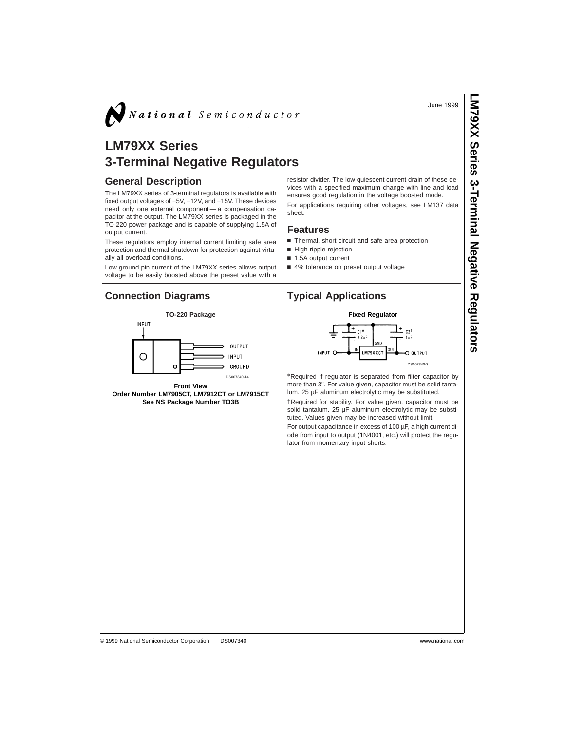National Semiconductor

June 1999

# LM79XX Series 3-Terminal Negative Regulators

## General Description

The LM79XX series of 3-terminal regulators is available with fixed output voltages of −5V, −12V, and −15V. These devices need only one external component — a compensation capacitor at the output. The LM79XX series is packaged in the TO-220 power package and is capable of supplying 1.5A of output current.

These regulators employ internal current limiting safe area protection and thermal shutdown for protection against virtually all overload conditions.

Low ground pin current of the LM79XX series allows output voltage to be easily boosted above the preset value with a resistor divider. The low quiescent current drain of these devices with a specified maximum change with line and load ensures good regulation in the voltage boosted mode.

For applications requiring other voltages, see LM137 data sheet.

## Features

- Thermal, short circuit and safe area protection
- High ripple rejection
- 1.5A output current
- 4% tolerance on preset output voltage

## Connection Diagrams

**TO-220 Package**

INPUT

OUTPUT
INPUT
GROUND

DS007340-14

**Front View**
**Order Number LM7905CT, LM7912CT or LM7915CT**
**See NS Package Number TO3B**

## Typical Applications

**Fixed Regulator**

C1* 2.2 μF
C2† 1 μF
GND
IN
OUT
LM79XXCT
INPUT
OUTPUT

DS007340-3

*Required if regulator is separated from filter capacitor by more than 3". For value given, capacitor must be solid tantalum. 25 μF aluminum electrolytic may be substituted.

†Required for stability. For value given, capacitor must be solid tantalum. 25 μF aluminum electrolytic may be substituted. Values given may be increased without limit.

For output capacitance in excess of 100 μF, a high current diode from input to output (1N4001, etc.) will protect the regulator from momentary input shorts.

© 1999 National Semiconductor Corporation DS007340 www.national.com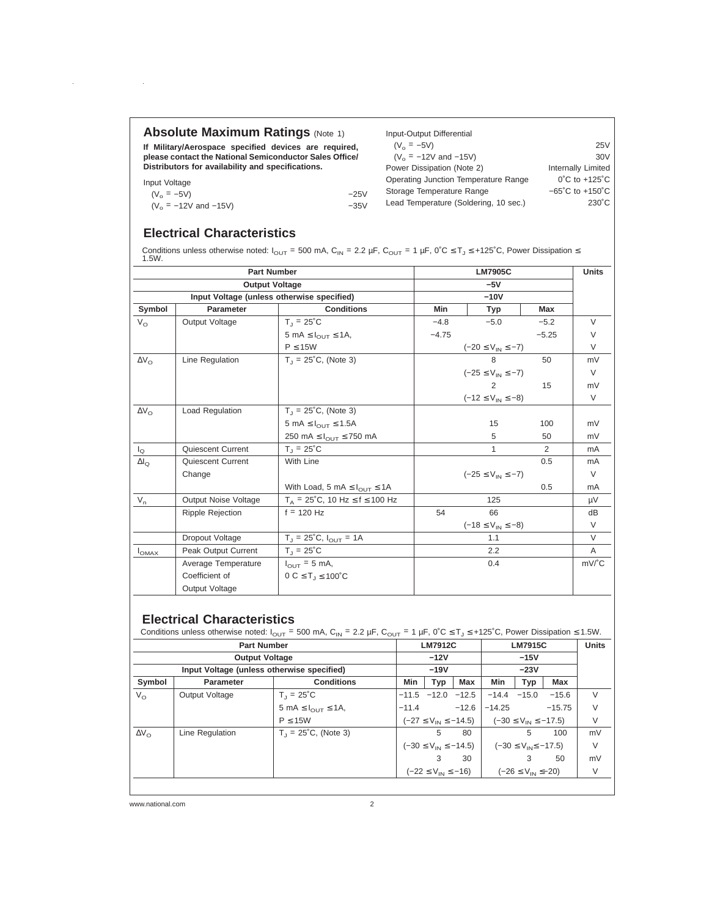## Absolute Maximum Ratings (Note 1)

**If Military/Aerospace specified devices are required, please contact the National Semiconductor Sales Office/ Distributors for availability and specifications.**

| | |
|---|---|
| Input Voltage | |
| ($V_o$ = −5V) | −25V |
| ($V_o$ = −12V and −15V) | −35V |
| Input-Output Differential | |
| ($V_o$ = −5V) | 25V |
| ($V_o$ = −12V and −15V) | 30V |
| Power Dissipation (Note 2) | Internally Limited |
| Operating Junction Temperature Range | 0˚C to +125˚C |
| Storage Temperature Range | −65˚C to +150˚C |
| Lead Temperature (Soldering, 10 sec.) | 230˚C |

## Electrical Characteristics

Conditions unless otherwise noted: $I_{OUT}$ = 500 mA, $C_{IN}$ = 2.2 µF, $C_{OUT}$ = 1 µF, 0˚C ≤ $T_J$ ≤ +125˚C, Power Dissipation ≤ 1.5W.

| Part Number | | | LM7905C | | | Units |
|---|---|---|---|---|---|---|
| Output Voltage | | | −5V | | | |
| Input Voltage (unless otherwise specified) | | | −10V | | | |
| **Symbol** | **Parameter** | **Conditions** | **Min** | **Typ** | **Max** | |
| $V_O$ | Output Voltage | $T_J$ = 25˚C | −4.8 | −5.0 | −5.2 | V |
| | | 5 mA ≤ $I_{OUT}$ ≤ 1A, | −4.75 | | −5.25 | V |
| | | P ≤ 15W | | (−20 ≤ $V_{IN}$ ≤ −7) | | V |
| $\Delta V_O$ | Line Regulation | $T_J$ = 25˚C, (Note 3) | | 8 | 50 | mV |
| | | | | (−25 ≤ $V_{IN}$ ≤ −7) | | V |
| | | | | 2 | 15 | mV |
| | | | | (−12 ≤ $V_{IN}$ ≤ −8) | | V |
| $\Delta V_O$ | Load Regulation | $T_J$ = 25˚C, (Note 3) | | | | |
| | | 5 mA ≤ $I_{OUT}$ ≤ 1.5A | | 15 | 100 | mV |
| | | 250 mA ≤ $I_{OUT}$ ≤ 750 mA | | 5 | 50 | mV |
| $I_Q$ | Quiescent Current | $T_J$ = 25˚C | | 1 | 2 | mA |
| $\Delta I_Q$ | Quiescent Current | With Line | | | 0.5 | mA |
| | Change | | | (−25 ≤ $V_{IN}$ ≤ −7) | | V |
| | | With Load, 5 mA ≤ $I_{OUT}$ ≤ 1A | | | 0.5 | mA |
| $V_n$ | Output Noise Voltage | $T_A$ = 25˚C, 10 Hz ≤ f ≤ 100 Hz | | 125 | | µV |
| | Ripple Rejection | f = 120 Hz | 54 | 66 | | dB |
| | | | | (−18 ≤ $V_{IN}$ ≤ −8) | | V |
| | Dropout Voltage | $T_J$ = 25˚C, $I_{OUT}$ = 1A | | 1.1 | | V |
| $I_{OMAX}$ | Peak Output Current | $T_J$ = 25˚C | | 2.2 | | A |
| | Average Temperature Coefficient of Output Voltage | $I_{OUT}$ = 5 mA, 0 C ≤ $T_J$ ≤ 100˚C | | 0.4 | | mV/˚C |

## Electrical Characteristics

Conditions unless otherwise noted: $I_{OUT}$ = 500 mA, $C_{IN}$ = 2.2 µF, $C_{OUT}$ = 1 µF, 0˚C ≤ $T_J$ ≤ +125˚C, Power Dissipation ≤ 1.5W.

| Part Number | | | LM7912C | | | LM7915C | | | Units |
|---|---|---|---|---|---|---|---|---|---|
| Output Voltage | | | −12V | | | −15V | | | |
| Input Voltage (unless otherwise specified) | | | −19V | | | −23V | | | |
| **Symbol** | **Parameter** | **Conditions** | **Min** | **Typ** | **Max** | **Min** | **Typ** | **Max** | |
| $V_O$ | Output Voltage | $T_J$ = 25˚C | −11.5 | −12.0 | −12.5 | −14.4 | −15.0 | −15.6 | V |
| | | 5 mA ≤ $I_{OUT}$ ≤ 1A, | −11.4 | | −12.6 | −14.25 | | −15.75 | V |
| | | P ≤ 15W | | (−27 ≤ $V_{IN}$ ≤ −14.5) | | | (−30 ≤ $V_{IN}$ ≤ −17.5) | | V |
| $\Delta V_O$ | Line Regulation | $T_J$ = 25˚C, (Note 3) | | 5 | 80 | | 5 | 100 | mV |
| | | | | (−30 ≤ $V_{IN}$ ≤ −14.5) | | | (−30 ≤ $V_{IN}$ ≤ −17.5) | | V |
| | | | | 3 | 30 | | 3 | 50 | mV |
| | | | | (−22 ≤ $V_{IN}$ ≤ −16) | | | (−26 ≤ $V_{IN}$ ≤ −20) | | V |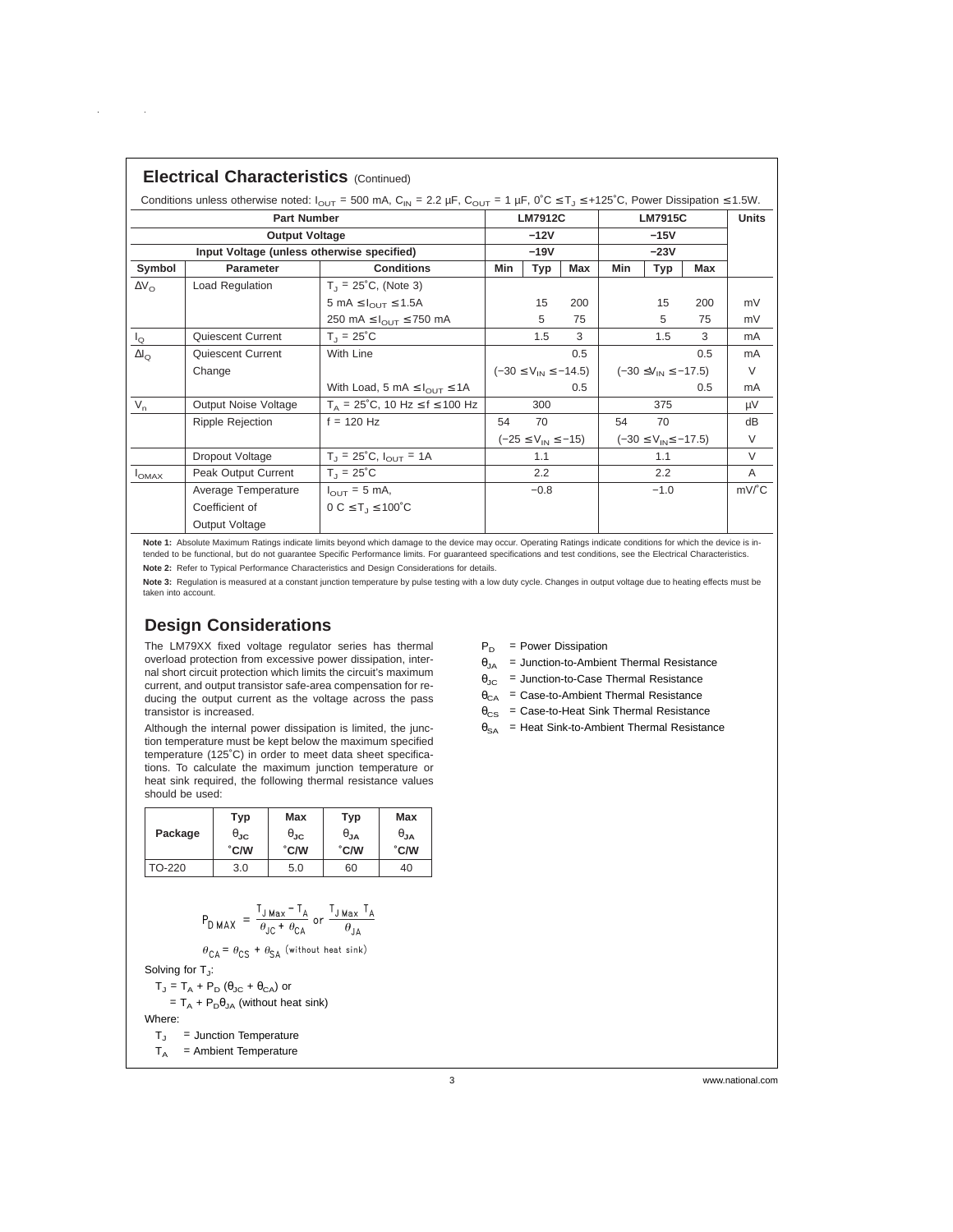## Electrical Characteristics (Continued)

Conditions unless otherwise noted: $I_{OUT}$ = 500 mA, $C_{IN}$ = 2.2 µF, $C_{OUT}$ = 1 µF, 0˚C ≤ $T_J$ ≤ +125˚C, Power Dissipation ≤ 1.5W.

| Part Number | | | LM7912C | | | LM7915C | | | Units |
|---|---|---|---|---|---|---|---|---|---|
| Output Voltage | | | −12V | | | −15V | | | |
| Input Voltage (unless otherwise specified) | | | −19V | | | −23V | | | |
| Symbol | Parameter | Conditions | Min | Typ | Max | Min | Typ | Max | |
| $\Delta V_O$ | Load Regulation | $T_J$ = 25˚C, (Note 3) | | | | | | | |
| | | 5 mA ≤ $I_{OUT}$ ≤ 1.5A | | 15 | 200 | | 15 | 200 | mV |
| | | 250 mA ≤ $I_{OUT}$ ≤ 750 mA | | 5 | 75 | | 5 | 75 | mV |
| $I_Q$ | Quiescent Current | $T_J$ = 25˚C | | 1.5 | 3 | | 1.5 | 3 | mA |
| $\Delta I_Q$ | Quiescent Current Change | With Line | | | 0.5 | | | 0.5 | mA |
| | | | (−30 ≤ $V_{IN}$ ≤ −14.5) | | | (−30 ≤ $V_{IN}$ ≤ −17.5) | | | V |
| | | With Load, 5 mA ≤ $I_{OUT}$ ≤ 1A | | | 0.5 | | | 0.5 | mA |
| $V_n$ | Output Noise Voltage | $T_A$ = 25˚C, 10 Hz ≤ f ≤ 100 Hz | | 300 | | | 375 | | µV |
| | Ripple Rejection | f = 120 Hz | 54 | 70 | | 54 | 70 | | dB |
| | | | (−25 ≤ $V_{IN}$ ≤ −15) | | | (−30 ≤ $V_{IN}$ ≤ −17.5) | | | V |
| | Dropout Voltage | $T_J$ = 25˚C, $I_{OUT}$ = 1A | | 1.1 | | | 1.1 | | V |
| $I_{OMAX}$ | Peak Output Current | $T_J$ = 25˚C | | 2.2 | | | 2.2 | | A |
| | Average Temperature Coefficient of Output Voltage | $I_{OUT}$ = 5 mA, 0 C ≤ $T_J$ ≤ 100˚C | | −0.8 | | | −1.0 | | mV/˚C |

**Note 1:** Absolute Maximum Ratings indicate limits beyond which damage to the device may occur. Operating Ratings indicate conditions for which the device is intended to be functional, but do not guarantee Specific Performance limits. For guaranteed specifications and test conditions, see the Electrical Characteristics.

**Note 2:** Refer to Typical Performance Characteristics and Design Considerations for details.

**Note 3:** Regulation is measured at a constant junction temperature by pulse testing with a low duty cycle. Changes in output voltage due to heating effects must be taken into account.

## Design Considerations

The LM79XX fixed voltage regulator series has thermal overload protection from excessive power dissipation, internal short circuit protection which limits the circuit's maximum current, and output transistor safe-area compensation for reducing the output current as the voltage across the pass transistor is increased.

Although the internal power dissipation is limited, the junction temperature must be kept below the maximum specified temperature (125˚C) in order to meet data sheet specifications. To calculate the maximum junction temperature or heat sink required, the following thermal resistance values should be used:

| Package | Typ $\theta_{JC}$ ˚C/W | Max $\theta_{JC}$ ˚C/W | Typ $\theta_{JA}$ ˚C/W | Max $\theta_{JA}$ ˚C/W |
|---|---|---|---|---|
| TO-220 | 3.0 | 5.0 | 60 | 40 |

$$P_{D\,MAX} = \frac{T_{J\,Max} - T_A}{\theta_{JC} + \theta_{CA}} \text{ or } \frac{T_{J\,Max}\ T_A}{\theta_{JA}}$$

$$\theta_{CA} = \theta_{CS} + \theta_{SA} \text{ (without heat sink)}$$

Solving for $T_J$:

$T_J = T_A + P_D (\theta_{JC} + \theta_{CA})$ or

$= T_A + P_D\theta_{JA}$ (without heat sink)

Where:

- $T_J$ = Junction Temperature
- $T_A$ = Ambient Temperature
- $P_D$ = Power Dissipation
- $\theta_{JA}$ = Junction-to-Ambient Thermal Resistance
- $\theta_{JC}$ = Junction-to-Case Thermal Resistance
- $\theta_{CA}$ = Case-to-Ambient Thermal Resistance
- $\theta_{CS}$ = Case-to-Heat Sink Thermal Resistance
- $\theta_{SA}$ = Heat Sink-to-Ambient Thermal Resistance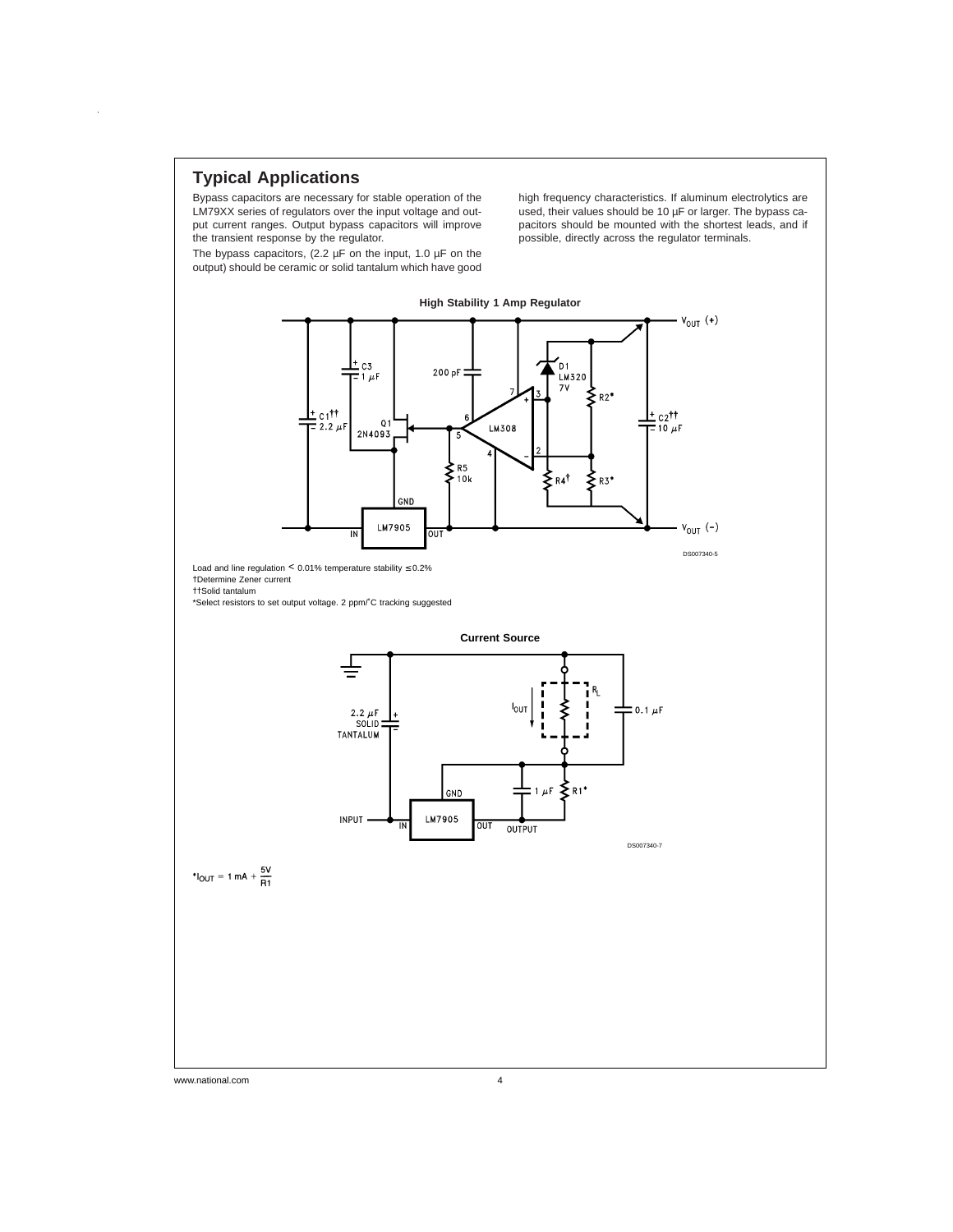## Typical Applications

Bypass capacitors are necessary for stable operation of the LM79XX series of regulators over the input voltage and output current ranges. Output bypass capacitors will improve the transient response by the regulator.

The bypass capacitors, (2.2 µF on the input, 1.0 µF on the output) should be ceramic or solid tantalum which have good high frequency characteristics. If aluminum electrolytics are used, their values should be 10 µF or larger. The bypass capacitors should be mounted with the shortest leads, and if possible, directly across the regulator terminals.

**High Stability 1 Amp Regulator**

DS007340-5

Load and line regulation < 0.01% temperature stability ≤ 0.2%

†Determine Zener current

††Solid tantalum

*Select resistors to set output voltage. 2 ppm/˚C tracking suggested

**Current Source**

DS007340-7

$$*I_{OUT} = 1\ mA + \frac{5V}{R1}$$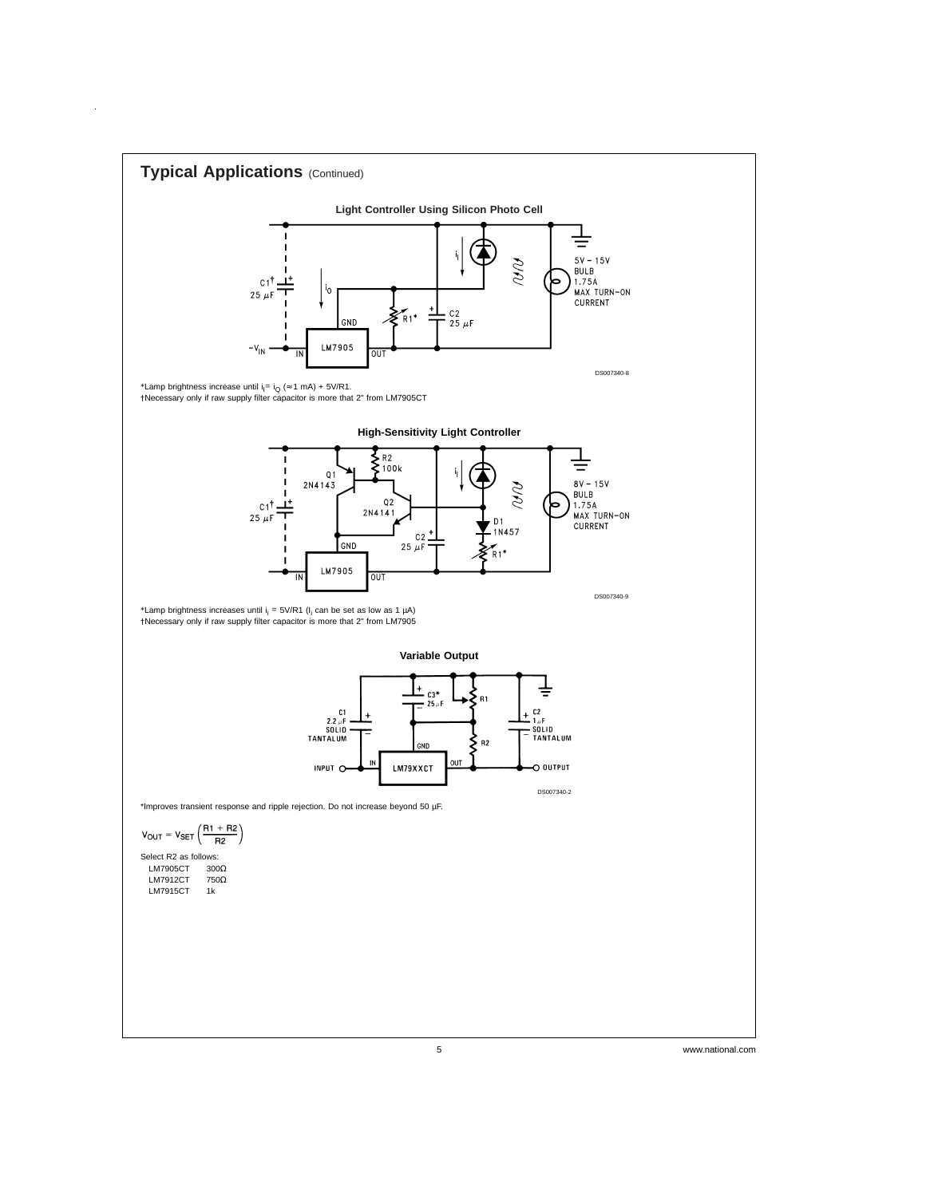## Typical Applications (Continued)

**Light Controller Using Silicon Photo Cell**

*Lamp brightness increase until $i_l = i_Q$ (≈1 mA) + 5V/R1.
†Necessary only if raw supply filter capacitor is more that 2" from LM7905CT

**High-Sensitivity Light Controller**

*Lamp brightness increases until $i_l$ = 5V/R1 ($I_l$ can be set as low as 1 µA)
†Necessary only if raw supply filter capacitor is more that 2" from LM7905

**Variable Output**

*Improves transient response and ripple rejection. Do not increase beyond 50 µF.

$$V_{OUT} = V_{SET}\left(\frac{R1 + R2}{R2}\right)$$

Select R2 as follows:

| | |
|---|---|
| LM7905CT | 300Ω |
| LM7912CT | 750Ω |
| LM7915CT | 1k |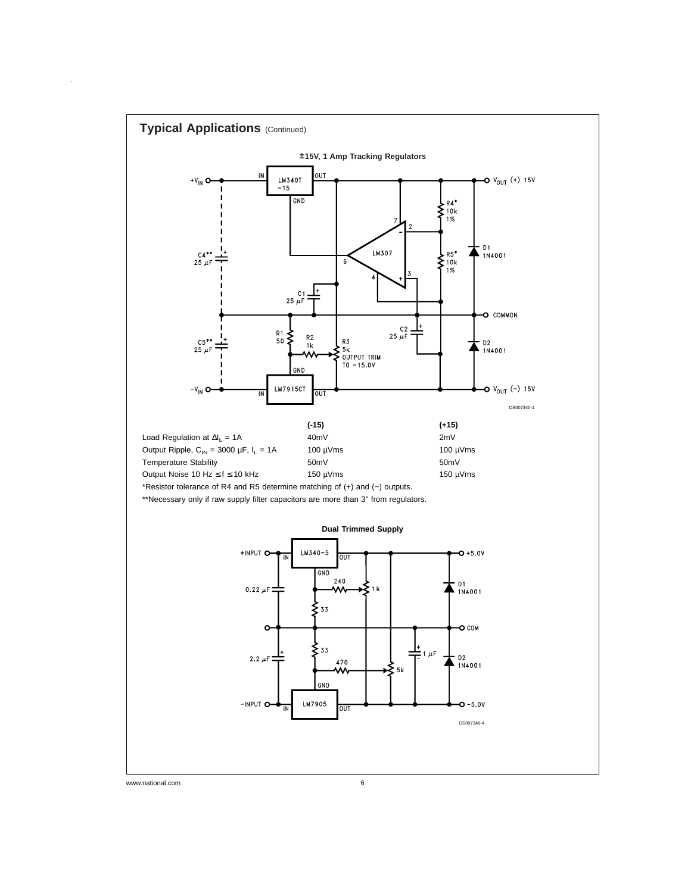## Typical Applications (Continued)

**±15V, 1 Amp Tracking Regulators**

DS007340-1

| | (-15) | (+15) |
|---|---|---|
| Load Regulation at $\Delta I_L = 1A$ | 40mV | 2mV |
| Output Ripple, $C_{IN} = 3000\ \mu F$, $I_L = 1A$ | 100 µVms | 100 µVms |
| Temperature Stability | 50mV | 50mV |
| Output Noise 10 Hz ≤ f ≤ 10 kHz | 150 µVms | 150 µVms |

*Resistor tolerance of R4 and R5 determine matching of (+) and (−) outputs.

**Necessary only if raw supply filter capacitors are more than 3" from regulators.

**Dual Trimmed Supply**

DS007340-4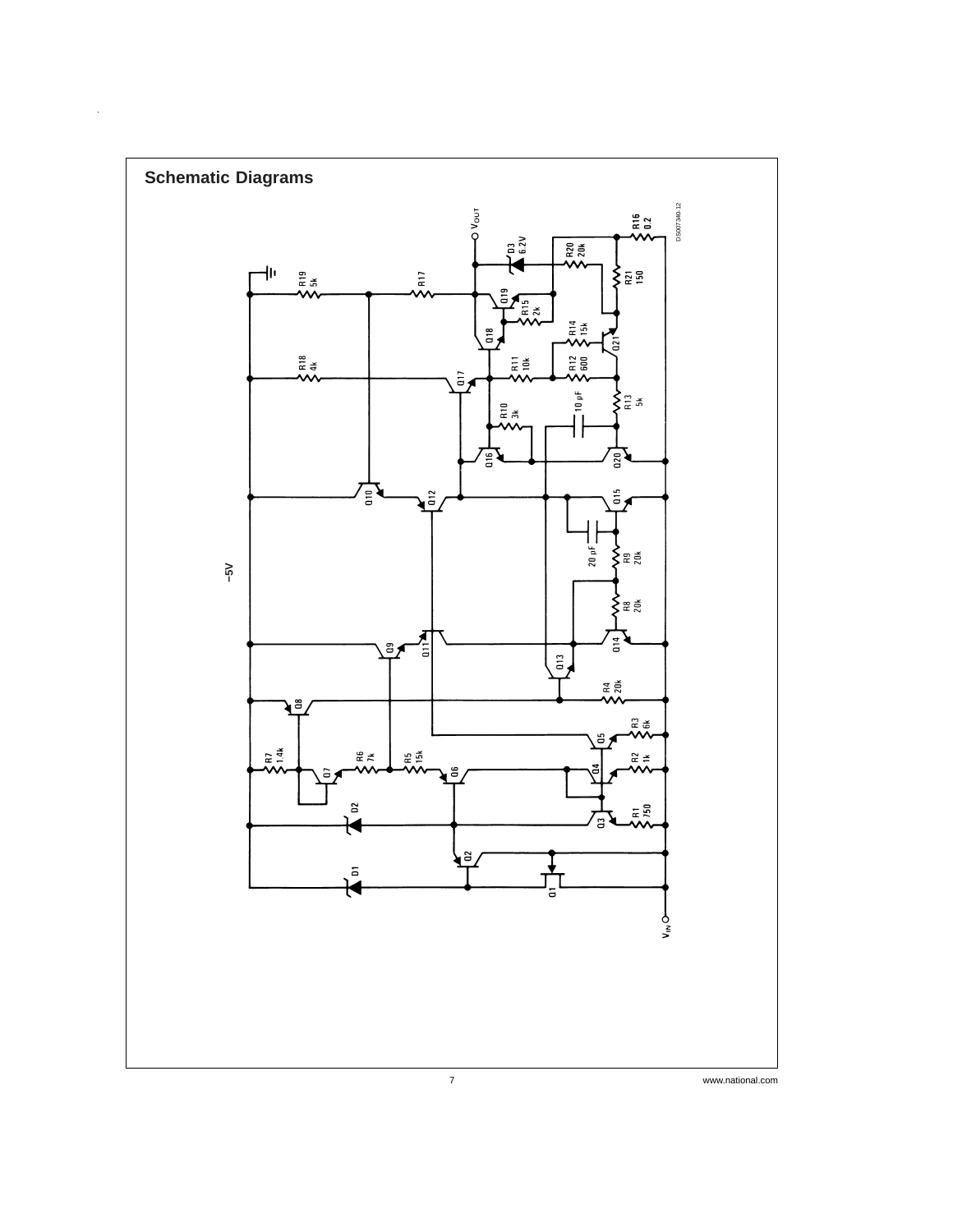## Schematic Diagrams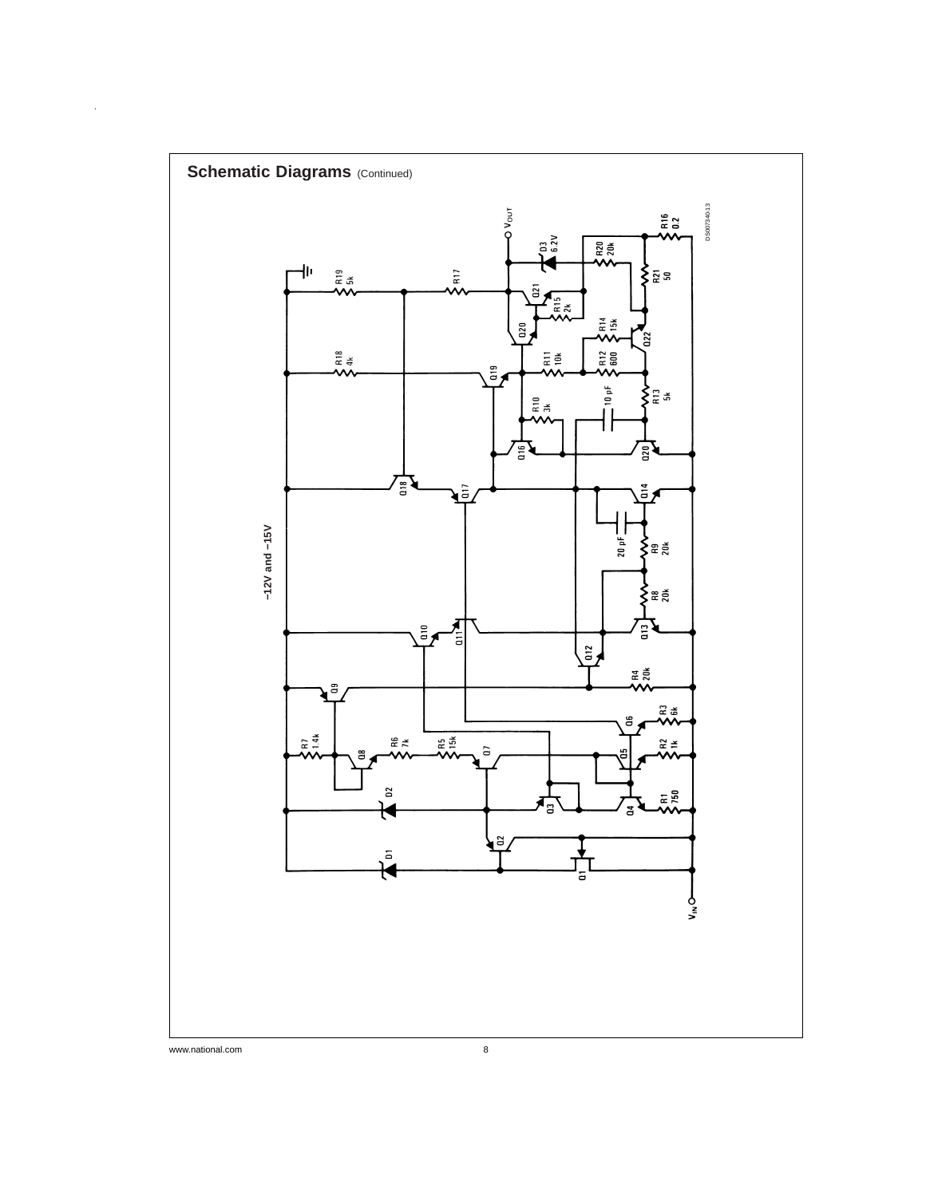## Schematic Diagrams (Continued)

−12V and −15V

DS007340-13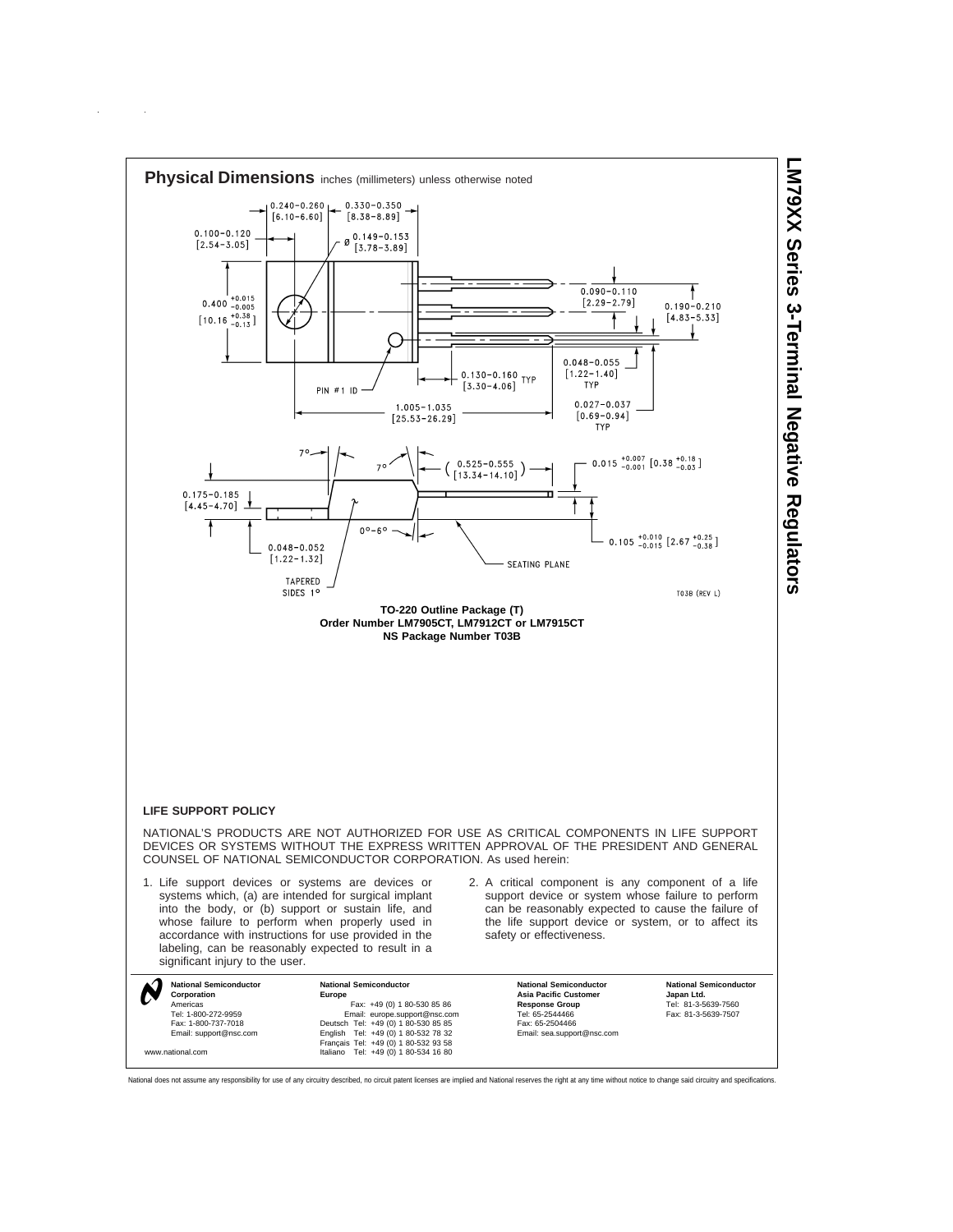## Physical Dimensions inches (millimeters) unless otherwise noted

0.240–0.260 [6.10–6.60]
0.330–0.350 [8.38–8.89]
0.100–0.120 [2.54–3.05]
Ø 0.149–0.153 [3.78–3.89]
0.400 +0.015 −0.005 [10.16 +0.38 −0.13]
0.090–0.110 [2.29–2.79]
0.190–0.210 [4.83–5.33]
0.048–0.055 [1.22–1.40] TYP
0.130–0.160 [3.30–4.06] TYP
PIN #1 ID
1.005–1.035 [25.53–26.29]
0.027–0.037 [0.69–0.94] TYP
7°
7°
( 0.525–0.555 [13.34–14.10] )
0.015 +0.007 −0.001 [0.38 +0.18 −0.03]
0.175–0.185 [4.45–4.70]
0°–6°
0.105 +0.010 −0.015 [2.67 +0.25 −0.38]
0.048–0.052 [1.22–1.32]
SEATING PLANE
TAPERED SIDES 1°
T03B (REV L)

**TO-220 Outline Package (T)**
**Order Number LM7905CT, LM7912CT or LM7915CT**
**NS Package Number T03B**

### LIFE SUPPORT POLICY

NATIONAL'S PRODUCTS ARE NOT AUTHORIZED FOR USE AS CRITICAL COMPONENTS IN LIFE SUPPORT DEVICES OR SYSTEMS WITHOUT THE EXPRESS WRITTEN APPROVAL OF THE PRESIDENT AND GENERAL COUNSEL OF NATIONAL SEMICONDUCTOR CORPORATION. As used herein:

1. Life support devices or systems are devices or systems which, (a) are intended for surgical implant into the body, or (b) support or sustain life, and whose failure to perform when properly used in accordance with instructions for use provided in the labeling, can be reasonably expected to result in a significant injury to the user.
2. A critical component is any component of a life support device or system whose failure to perform can be reasonably expected to cause the failure of the life support device or system, or to affect its safety or effectiveness.

**National Semiconductor Corporation**
Americas
Tel: 1-800-272-9959
Fax: 1-800-737-7018
Email: support@nsc.com

www.national.com

**National Semiconductor Europe**
Fax: +49 (0) 1 80-530 85 86
Email: europe.support@nsc.com
Deutsch Tel: +49 (0) 1 80-530 85 85
English Tel: +49 (0) 1 80-532 78 32
Français Tel: +49 (0) 1 80-532 93 58
Italiano Tel: +49 (0) 1 80-534 16 80

**National Semiconductor Asia Pacific Customer Response Group**
Tel: 65-2544466
Fax: 65-2504466
Email: sea.support@nsc.com

**National Semiconductor Japan Ltd.**
Tel: 81-3-5639-7560
Fax: 81-3-5639-7507

National does not assume any responsibility for use of any circuitry described, no circuit patent licenses are implied and National reserves the right at any time without notice to change said circuitry and specifications.